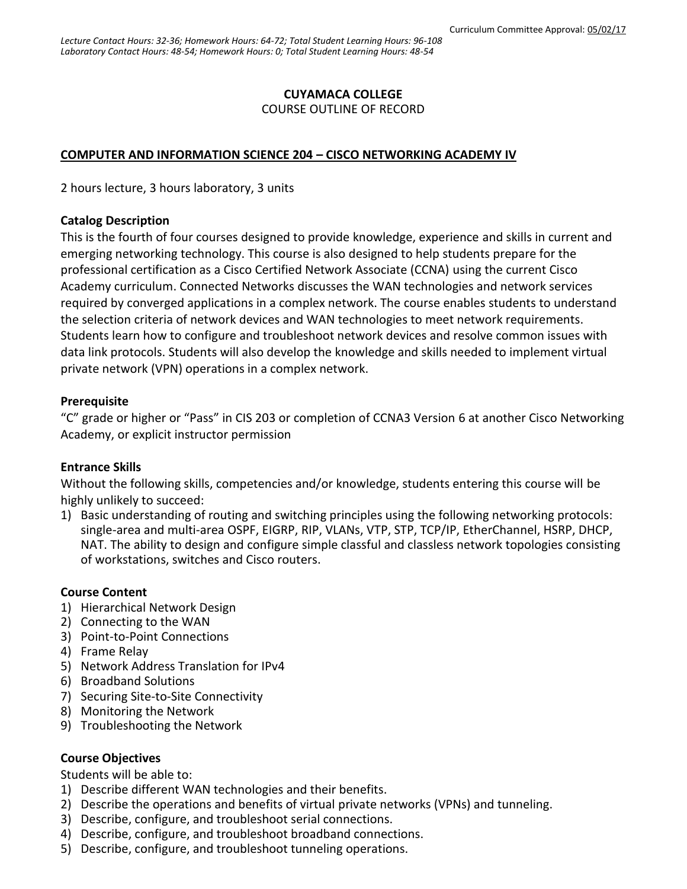Curriculum Committee Approval: 05/02/17

*Lecture Contact Hours: 32-36; Homework Hours: 64-72; Total Student Learning Hours: 96-108*
*Laboratory Contact Hours: 48-54; Homework Hours: 0; Total Student Learning Hours: 48-54*

**CUYAMACA COLLEGE**
COURSE OUTLINE OF RECORD

**COMPUTER AND INFORMATION SCIENCE 204 – CISCO NETWORKING ACADEMY IV**

2 hours lecture, 3 hours laboratory, 3 units

**Catalog Description**
This is the fourth of four courses designed to provide knowledge, experience and skills in current and emerging networking technology. This course is also designed to help students prepare for the professional certification as a Cisco Certified Network Associate (CCNA) using the current Cisco Academy curriculum. Connected Networks discusses the WAN technologies and network services required by converged applications in a complex network. The course enables students to understand the selection criteria of network devices and WAN technologies to meet network requirements. Students learn how to configure and troubleshoot network devices and resolve common issues with data link protocols. Students will also develop the knowledge and skills needed to implement virtual private network (VPN) operations in a complex network.

**Prerequisite**
"C" grade or higher or "Pass" in CIS 203 or completion of CCNA3 Version 6 at another Cisco Networking Academy, or explicit instructor permission

**Entrance Skills**
Without the following skills, competencies and/or knowledge, students entering this course will be highly unlikely to succeed:

1) Basic understanding of routing and switching principles using the following networking protocols: single-area and multi-area OSPF, EIGRP, RIP, VLANs, VTP, STP, TCP/IP, EtherChannel, HSRP, DHCP, NAT. The ability to design and configure simple classful and classless network topologies consisting of workstations, switches and Cisco routers.

**Course Content**

1) Hierarchical Network Design
2) Connecting to the WAN
3) Point-to-Point Connections
4) Frame Relay
5) Network Address Translation for IPv4
6) Broadband Solutions
7) Securing Site-to-Site Connectivity
8) Monitoring the Network
9) Troubleshooting the Network

**Course Objectives**
Students will be able to:

1) Describe different WAN technologies and their benefits.
2) Describe the operations and benefits of virtual private networks (VPNs) and tunneling.
3) Describe, configure, and troubleshoot serial connections.
4) Describe, configure, and troubleshoot broadband connections.
5) Describe, configure, and troubleshoot tunneling operations.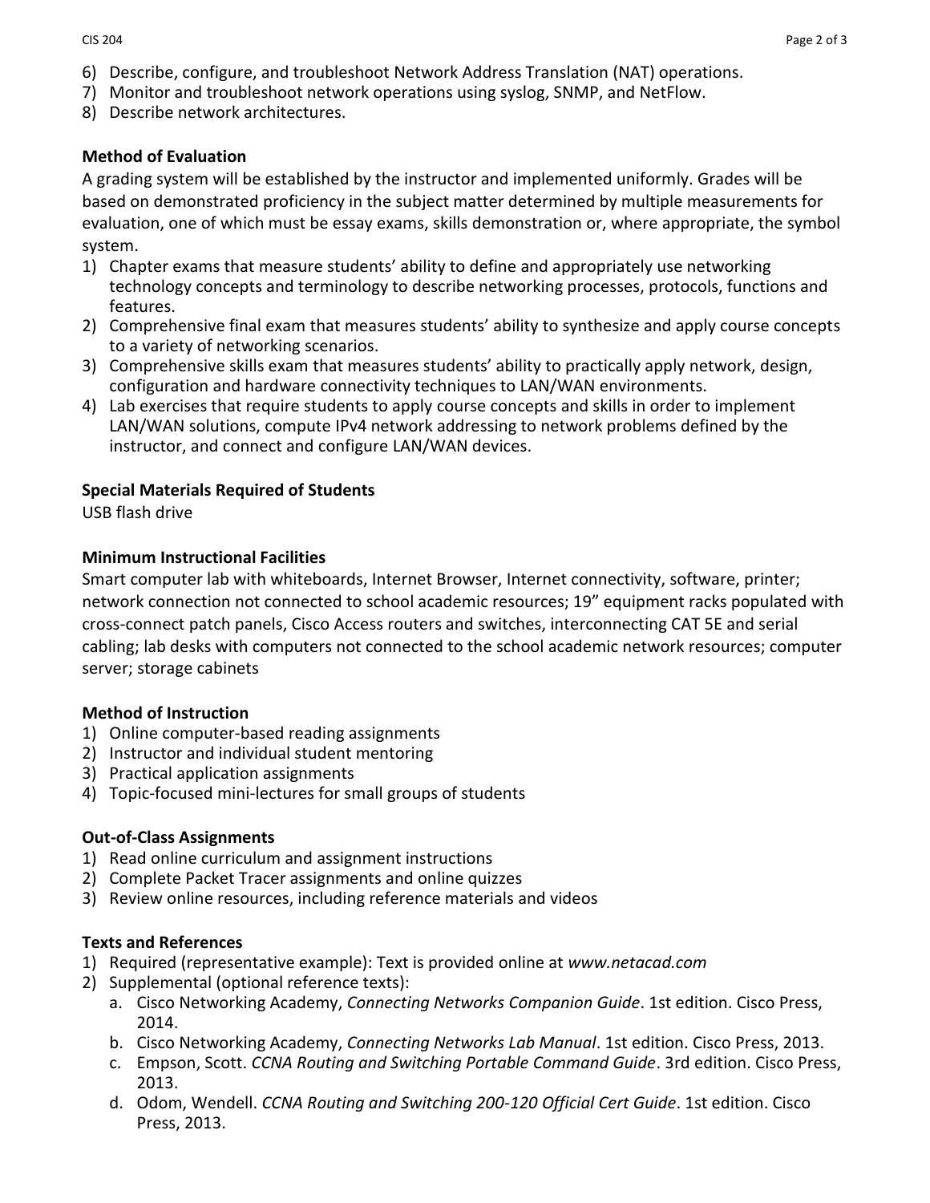6) Describe, configure, and troubleshoot Network Address Translation (NAT) operations.
7) Monitor and troubleshoot network operations using syslog, SNMP, and NetFlow.
8) Describe network architectures.

**Method of Evaluation**

A grading system will be established by the instructor and implemented uniformly. Grades will be based on demonstrated proficiency in the subject matter determined by multiple measurements for evaluation, one of which must be essay exams, skills demonstration or, where appropriate, the symbol system.

1) Chapter exams that measure students' ability to define and appropriately use networking technology concepts and terminology to describe networking processes, protocols, functions and features.
2) Comprehensive final exam that measures students' ability to synthesize and apply course concepts to a variety of networking scenarios.
3) Comprehensive skills exam that measures students' ability to practically apply network, design, configuration and hardware connectivity techniques to LAN/WAN environments.
4) Lab exercises that require students to apply course concepts and skills in order to implement LAN/WAN solutions, compute IPv4 network addressing to network problems defined by the instructor, and connect and configure LAN/WAN devices.

**Special Materials Required of Students**

USB flash drive

**Minimum Instructional Facilities**

Smart computer lab with whiteboards, Internet Browser, Internet connectivity, software, printer; network connection not connected to school academic resources; 19" equipment racks populated with cross-connect patch panels, Cisco Access routers and switches, interconnecting CAT 5E and serial cabling; lab desks with computers not connected to the school academic network resources; computer server; storage cabinets

**Method of Instruction**

1) Online computer-based reading assignments
2) Instructor and individual student mentoring
3) Practical application assignments
4) Topic-focused mini-lectures for small groups of students

**Out-of-Class Assignments**

1) Read online curriculum and assignment instructions
2) Complete Packet Tracer assignments and online quizzes
3) Review online resources, including reference materials and videos

**Texts and References**

1) Required (representative example): Text is provided online at *www.netacad.com*
2) Supplemental (optional reference texts):
   a. Cisco Networking Academy, *Connecting Networks Companion Guide*. 1st edition. Cisco Press, 2014.
   b. Cisco Networking Academy, *Connecting Networks Lab Manual*. 1st edition. Cisco Press, 2013.
   c. Empson, Scott. *CCNA Routing and Switching Portable Command Guide*. 3rd edition. Cisco Press, 2013.
   d. Odom, Wendell. *CCNA Routing and Switching 200-120 Official Cert Guide*. 1st edition. Cisco Press, 2013.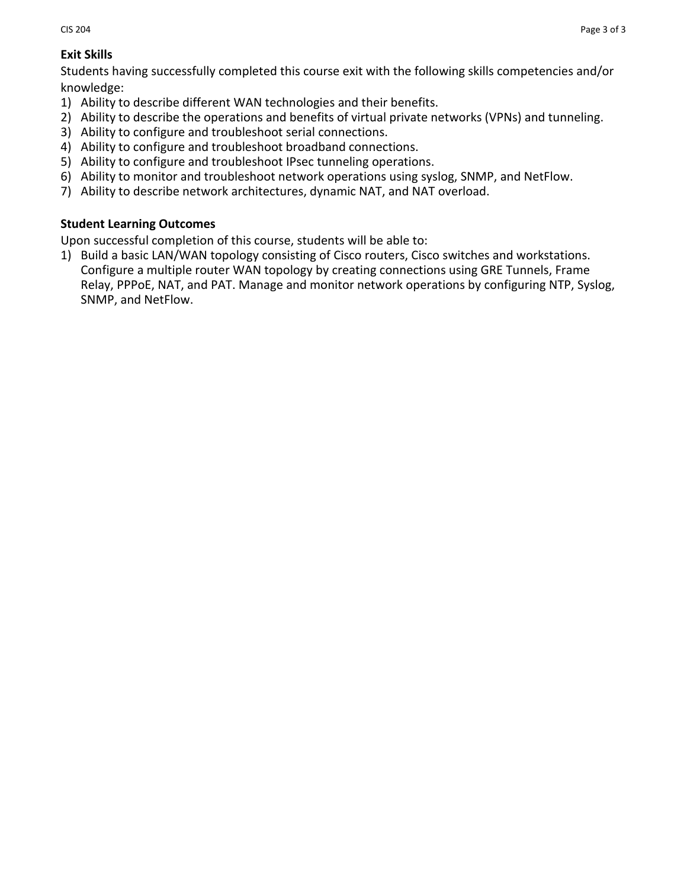**Exit Skills**

Students having successfully completed this course exit with the following skills competencies and/or knowledge:

1) Ability to describe different WAN technologies and their benefits.
2) Ability to describe the operations and benefits of virtual private networks (VPNs) and tunneling.
3) Ability to configure and troubleshoot serial connections.
4) Ability to configure and troubleshoot broadband connections.
5) Ability to configure and troubleshoot IPsec tunneling operations.
6) Ability to monitor and troubleshoot network operations using syslog, SNMP, and NetFlow.
7) Ability to describe network architectures, dynamic NAT, and NAT overload.

**Student Learning Outcomes**

Upon successful completion of this course, students will be able to:

1) Build a basic LAN/WAN topology consisting of Cisco routers, Cisco switches and workstations. Configure a multiple router WAN topology by creating connections using GRE Tunnels, Frame Relay, PPPoE, NAT, and PAT. Manage and monitor network operations by configuring NTP, Syslog, SNMP, and NetFlow.